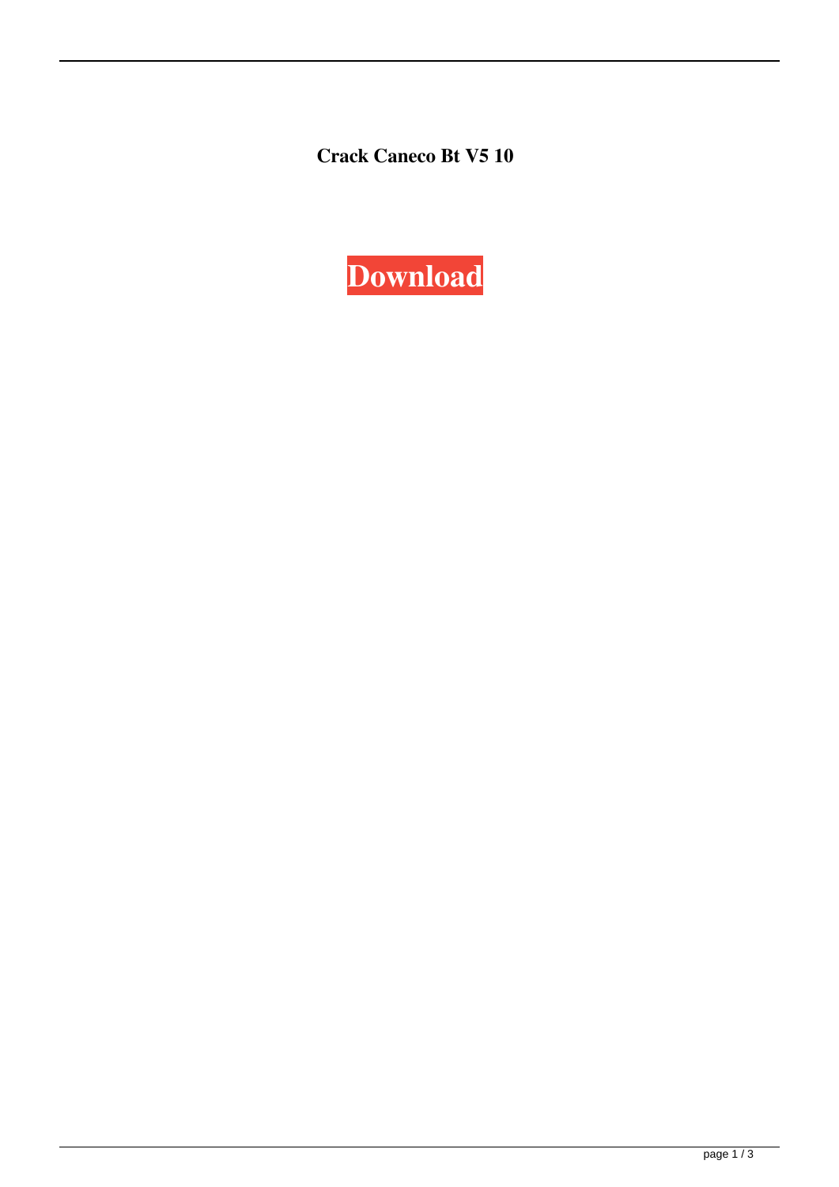**Crack Caneco Bt V5 10**

**Download**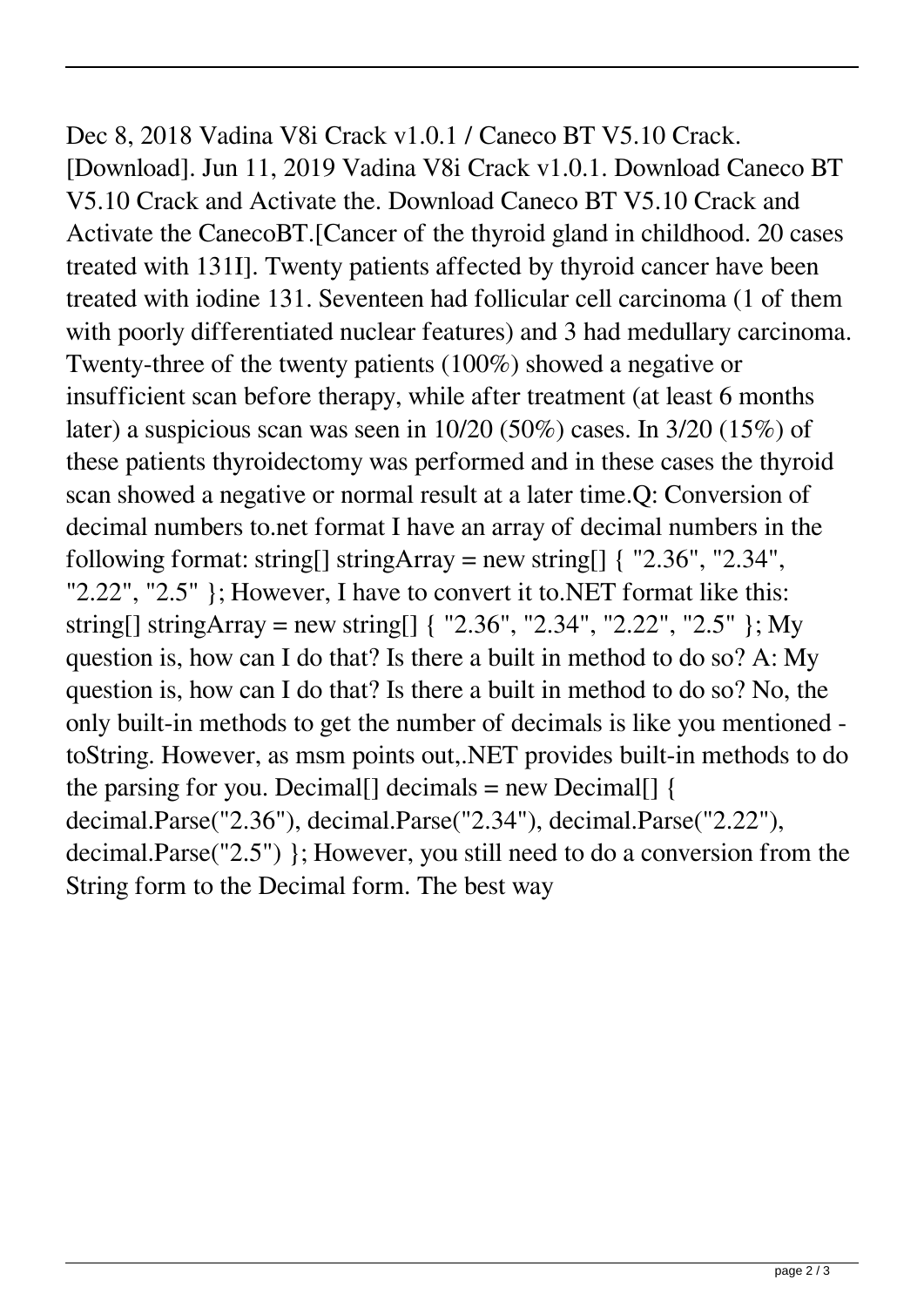Dec 8, 2018 Vadina V8i Crack v1.0.1 / Caneco BT V5.10 Crack. [Download]. Jun 11, 2019 Vadina V8i Crack v1.0.1. Download Caneco BT V5.10 Crack and Activate the. Download Caneco BT V5.10 Crack and Activate the CanecoBT.[Cancer of the thyroid gland in childhood. 20 cases treated with 131I]. Twenty patients affected by thyroid cancer have been treated with iodine 131. Seventeen had follicular cell carcinoma (1 of them with poorly differentiated nuclear features) and 3 had medullary carcinoma. Twenty-three of the twenty patients (100%) showed a negative or insufficient scan before therapy, while after treatment (at least 6 months later) a suspicious scan was seen in 10/20 (50%) cases. In 3/20 (15%) of these patients thyroidectomy was performed and in these cases the thyroid scan showed a negative or normal result at a later time.Q: Conversion of decimal numbers to.net format I have an array of decimal numbers in the following format: string[] stringArray = new string[] { "2.36", "2.34", "2.22", "2.5" }; However, I have to convert it to.NET format like this: string[] stringArray = new string[] { "2.36", "2.34", "2.22", "2.5" }; My question is, how can I do that? Is there a built in method to do so? A: My question is, how can I do that? Is there a built in method to do so? No, the only built-in methods to get the number of decimals is like you mentioned - toString. However, as msm points out,.NET provides built-in methods to do the parsing for you. Decimal[] decimals = new Decimal[] { decimal.Parse("2.36"), decimal.Parse("2.34"), decimal.Parse("2.22"), decimal.Parse("2.5") }; However, you still need to do a conversion from the String form to the Decimal form. The best way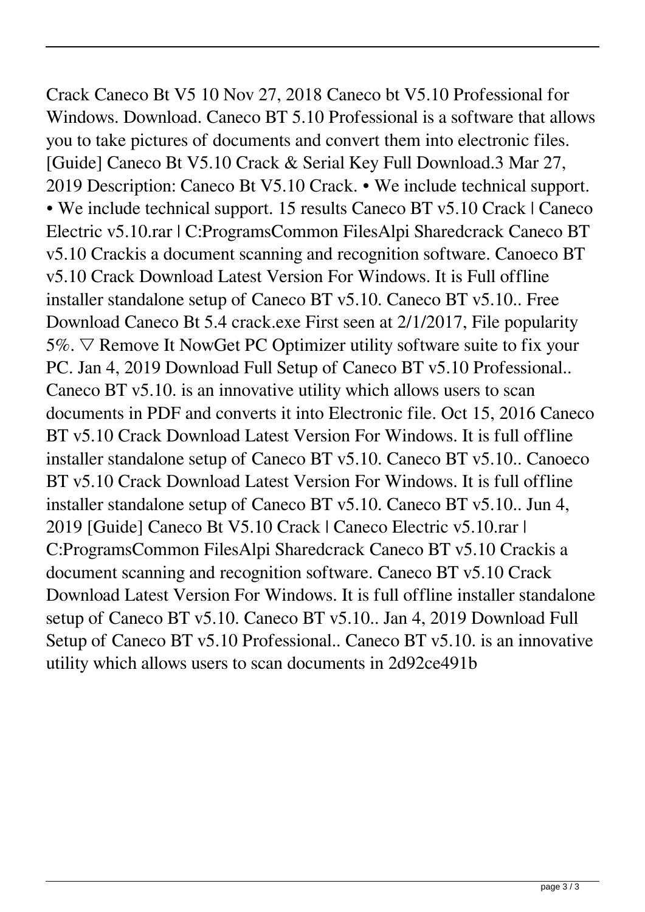Crack Caneco Bt V5 10 Nov 27, 2018 Caneco bt V5.10 Professional for Windows. Download. Caneco BT 5.10 Professional is a software that allows you to take pictures of documents and convert them into electronic files. [Guide] Caneco Bt V5.10 Crack & Serial Key Full Download.3 Mar 27, 2019 Description: Caneco Bt V5.10 Crack. • We include technical support. • We include technical support. 15 results Caneco BT v5.10 Crack | Caneco Electric v5.10.rar | C:ProgramsCommon FilesAlpi Sharedcrack Caneco BT v5.10 Crackis a document scanning and recognition software. Canoeco BT v5.10 Crack Download Latest Version For Windows. It is Full offline installer standalone setup of Caneco BT v5.10. Caneco BT v5.10.. Free Download Caneco Bt 5.4 crack.exe First seen at 2/1/2017, File popularity 5%. ▽ Remove It NowGet PC Optimizer utility software suite to fix your PC. Jan 4, 2019 Download Full Setup of Caneco BT v5.10 Professional.. Caneco BT v5.10. is an innovative utility which allows users to scan documents in PDF and converts it into Electronic file. Oct 15, 2016 Caneco BT v5.10 Crack Download Latest Version For Windows. It is full offline installer standalone setup of Caneco BT v5.10. Caneco BT v5.10.. Canoeco BT v5.10 Crack Download Latest Version For Windows. It is full offline installer standalone setup of Caneco BT v5.10. Caneco BT v5.10.. Jun 4, 2019 [Guide] Caneco Bt V5.10 Crack | Caneco Electric v5.10.rar | C:ProgramsCommon FilesAlpi Sharedcrack Caneco BT v5.10 Crackis a document scanning and recognition software. Caneco BT v5.10 Crack Download Latest Version For Windows. It is full offline installer standalone setup of Caneco BT v5.10. Caneco BT v5.10.. Jan 4, 2019 Download Full Setup of Caneco BT v5.10 Professional.. Caneco BT v5.10. is an innovative utility which allows users to scan documents in 2d92ce491b